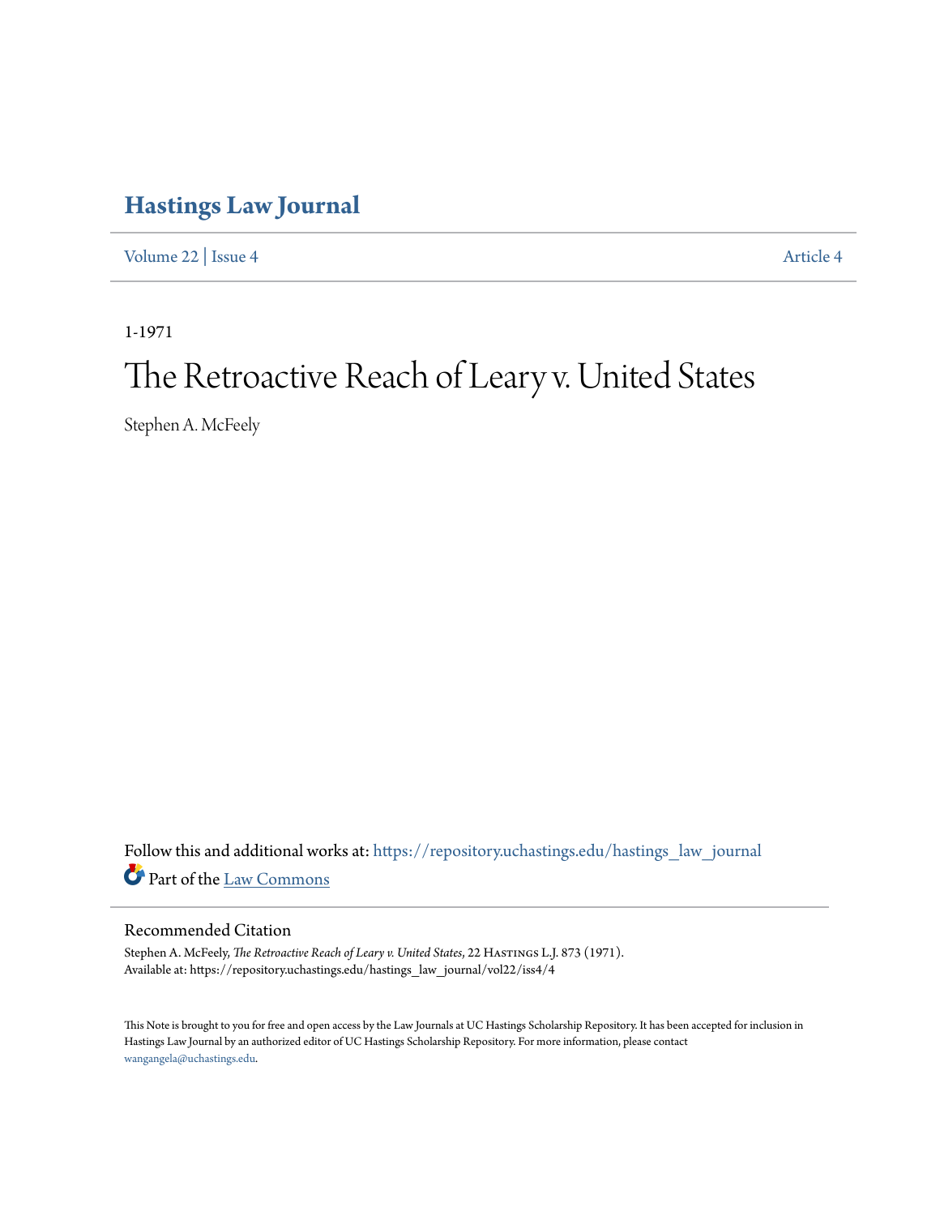# Hastings Law Journal

Volume 22 | Issue 4 Article 4

1-1971

# The Retroactive Reach of Leary v. United States

Stephen A. McFeely

Follow this and additional works at: https://repository.uchastings.edu/hastings_law_journal

Part of the Law Commons

## Recommended Citation

Stephen A. McFeely, *The Retroactive Reach of Leary v. United States*, 22 Hastings L.J. 873 (1971).
Available at: https://repository.uchastings.edu/hastings_law_journal/vol22/iss4/4

This Note is brought to you for free and open access by the Law Journals at UC Hastings Scholarship Repository. It has been accepted for inclusion in Hastings Law Journal by an authorized editor of UC Hastings Scholarship Repository. For more information, please contact wangangela@uchastings.edu.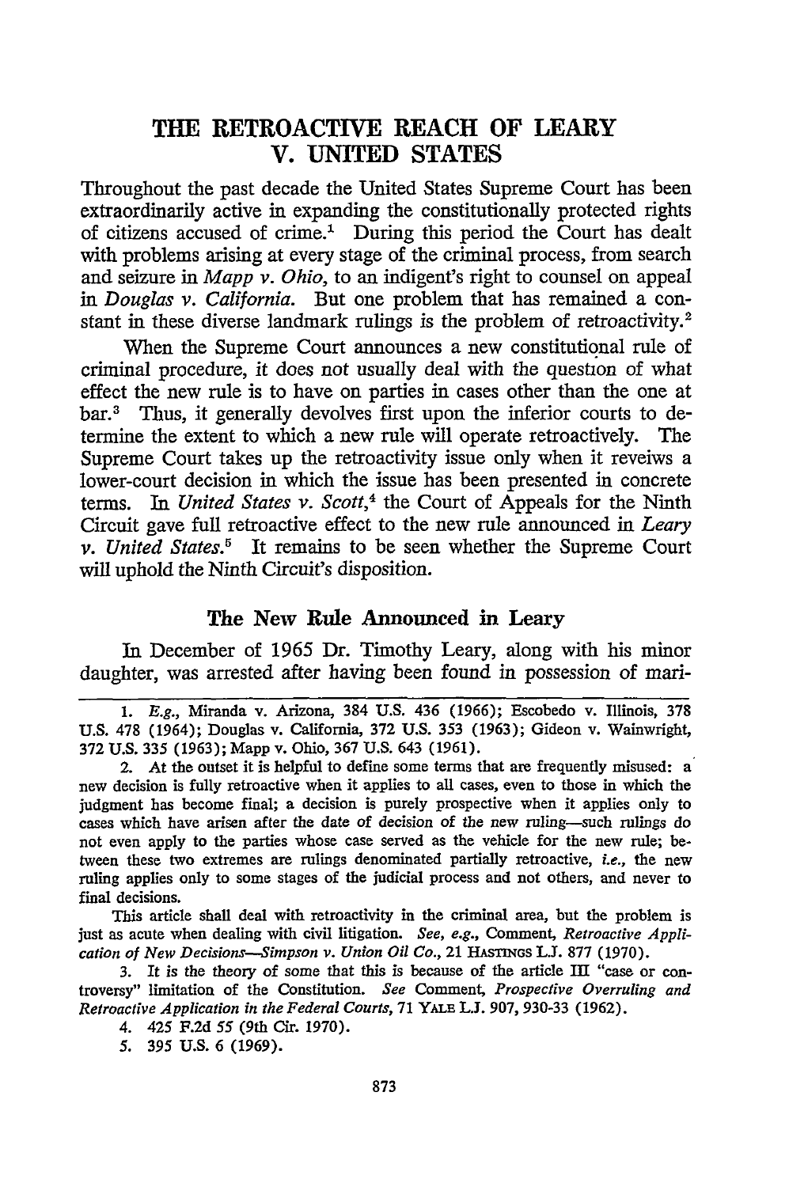# THE RETROACTIVE REACH OF LEARY V. UNITED STATES

Throughout the past decade the United States Supreme Court has been extraordinarily active in expanding the constitutionally protected rights of citizens accused of crime.[1] During this period the Court has dealt with problems arising at every stage of the criminal process, from search and seizure in *Mapp v. Ohio*, to an indigent's right to counsel on appeal in *Douglas v. California*. But one problem that has remained a constant in these diverse landmark rulings is the problem of retroactivity.[2]

When the Supreme Court announces a new constitutional rule of criminal procedure, it does not usually deal with the question of what effect the new rule is to have on parties in cases other than the one at bar.[3] Thus, it generally devolves first upon the inferior courts to determine the extent to which a new rule will operate retroactively. The Supreme Court takes up the retroactivity issue only when it reveiws a lower-court decision in which the issue has been presented in concrete terms. In *United States v. Scott*,[4] the Court of Appeals for the Ninth Circuit gave full retroactive effect to the new rule announced in *Leary v. United States*.[5] It remains to be seen whether the Supreme Court will uphold the Ninth Circuit's disposition.

## The New Rule Announced in Leary

In December of 1965 Dr. Timothy Leary, along with his minor daughter, was arrested after having been found in possession of mari-

---

1. *E.g.*, Miranda v. Arizona, 384 U.S. 436 (1966); Escobedo v. Illinois, 378 U.S. 478 (1964); Douglas v. California, 372 U.S. 353 (1963); Gideon v. Wainwright, 372 U.S. 335 (1963); Mapp v. Ohio, 367 U.S. 643 (1961).

2. At the outset it is helpful to define some terms that are frequently misused: a new decision is fully retroactive when it applies to all cases, even to those in which the judgment has become final; a decision is purely prospective when it applies only to cases which have arisen after the date of decision of the new ruling—such rulings do not even apply to the parties whose case served as the vehicle for the new rule; between these two extremes are rulings denominated partially retroactive, *i.e.*, the new ruling applies only to some stages of the judicial process and not others, and never to final decisions.

This article shall deal with retroactivity in the criminal area, but the problem is just as acute when dealing with civil litigation. *See, e.g.*, Comment, *Retroactive Application of New Decisions—Simpson v. Union Oil Co.*, 21 HASTINGS L.J. 877 (1970).

3. It is the theory of some that this is because of the article III "case or controversy" limitation of the Constitution. *See* Comment, *Prospective Overruling and Retroactive Application in the Federal Courts*, 71 YALE L.J. 907, 930-33 (1962).

4. 425 F.2d 55 (9th Cir. 1970).

5. 395 U.S. 6 (1969).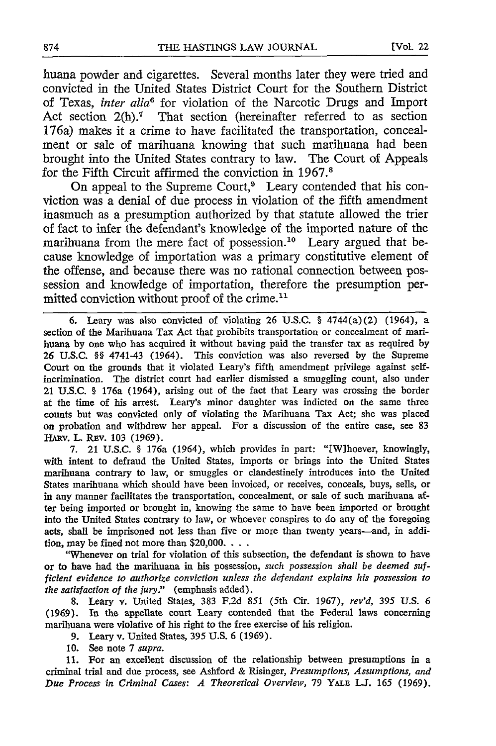huana powder and cigarettes. Several months later they were tried and convicted in the United States District Court for the Southern District of Texas, *inter alia*[6] for violation of the Narcotic Drugs and Import Act section 2(h).[7] That section (hereinafter referred to as section 176a) makes it a crime to have facilitated the transportation, concealment or sale of marihuana knowing that such marihuana had been brought into the United States contrary to law. The Court of Appeals for the Fifth Circuit affirmed the conviction in 1967.[8]

On appeal to the Supreme Court,[9] Leary contended that his conviction was a denial of due process in violation of the fifth amendment inasmuch as a presumption authorized by that statute allowed the trier of fact to infer the defendant's knowledge of the imported nature of the marihuana from the mere fact of possession.[10] Leary argued that because knowledge of importation was a primary constitutive element of the offense, and because there was no rational connection between possession and knowledge of importation, therefore the presumption permitted conviction without proof of the crime.[11]

---

6. Leary was also convicted of violating 26 U.S.C. § 4744(a)(2) (1964), a section of the Marihuana Tax Act that prohibits transportation or concealment of marihuana by one who has acquired it without having paid the transfer tax as required by 26 U.S.C. §§ 4741-43 (1964). This conviction was also reversed by the Supreme Court on the grounds that it violated Leary's fifth amendment privilege against self-incrimination. The district court had earlier dismissed a smuggling count, also under 21 U.S.C. § 176a (1964), arising out of the fact that Leary was crossing the border at the time of his arrest. Leary's minor daughter was indicted on the same three counts but was convicted only of violating the Marihuana Tax Act; she was placed on probation and withdrew her appeal. For a discussion of the entire case, see 83 HARV. L. REV. 103 (1969).

7. 21 U.S.C. § 176a (1964), which provides in part: "[W]hoever, knowingly, with intent to defraud the United States, imports or brings into the United States marihuana contrary to law, or smuggles or clandestinely introduces into the United States marihuana which should have been invoiced, or receives, conceals, buys, sells, or in any manner facilitates the transportation, concealment, or sale of such marihuana after being imported or brought in, knowing the same to have been imported or brought into the United States contrary to law, or whoever conspires to do any of the foregoing acts, shall be imprisoned not less than five or more than twenty years—and, in addition, may be fined not more than $20,000. . . .

"Whenever on trial for violation of this subsection, the defendant is shown to have or to have had the marihuana in his possession, *such possession shall be deemed sufficient evidence to authorize conviction unless the defendant explains his possession to the satisfaction of the jury*." (emphasis added).

8. Leary v. United States, 383 F.2d 851 (5th Cir. 1967), *rev'd*, 395 U.S. 6 (1969). In the appellate court Leary contended that the Federal laws concerning marihuana were violative of his right to the free exercise of his religion.

9. Leary v. United States, 395 U.S. 6 (1969).

10. See note 7 *supra*.

11. For an excellent discussion of the relationship between presumptions in a criminal trial and due process, see Ashford & Risinger, *Presumptions, Assumptions, and Due Process in Criminal Cases: A Theoretical Overview*, 79 YALE L.J. 165 (1969).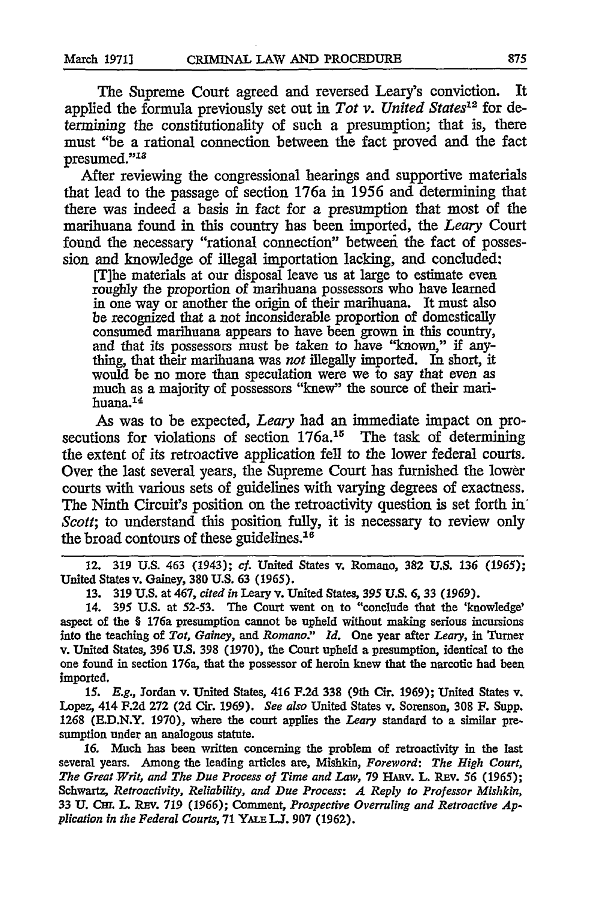The Supreme Court agreed and reversed Leary's conviction. It applied the formula previously set out in *Tot v. United States*[12] for determining the constitutionality of such a presumption; that is, there must "be a rational connection between the fact proved and the fact presumed."[13]

After reviewing the congressional hearings and supportive materials that lead to the passage of section 176a in 1956 and determining that there was indeed a basis in fact for a presumption that most of the marihuana found in this country has been imported, the *Leary* Court found the necessary "rational connection" between the fact of possession and knowledge of illegal importation lacking, and concluded:

> [T]he materials at our disposal leave us at large to estimate even roughly the proportion of marihuana possessors who have learned in one way or another the origin of their marihuana. It must also be recognized that a not inconsiderable proportion of domestically consumed marihuana appears to have been grown in this country, and that its possessors must be taken to have "known," if anything, that their marihuana was *not* illegally imported. In short, it would be no more than speculation were we to say that even as much as a majority of possessors "knew" the source of their marihuana.[14]

As was to be expected, *Leary* had an immediate impact on prosecutions for violations of section 176a.[15] The task of determining the extent of its retroactive application fell to the lower federal courts. Over the last several years, the Supreme Court has furnished the lower courts with various sets of guidelines with varying degrees of exactness. The Ninth Circuit's position on the retroactivity question is set forth in *Scott*; to understand this position fully, it is necessary to review only the broad contours of these guidelines.[16]

---

12. 319 U.S. 463 (1943); *cf.* United States v. Romano, 382 U.S. 136 (1965); United States v. Gainey, 380 U.S. 63 (1965).

13. 319 U.S. at 467, *cited in* Leary v. United States, 395 U.S. 6, 33 (1969).

14. 395 U.S. at 52-53. The Court went on to "conclude that the 'knowledge' aspect of the § 176a presumption cannot be upheld without making serious incursions into the teaching of *Tot, Gainey,* and *Romano.*" *Id.* One year after *Leary*, in Turner v. United States, 396 U.S. 398 (1970), the Court upheld a presumption, identical to the one found in section 176a, that the possessor of heroin knew that the narcotic had been imported.

15. *E.g.*, Jordan v. United States, 416 F.2d 338 (9th Cir. 1969); United States v. Lopez, 414 F.2d 272 (2d Cir. 1969). *See also* United States v. Sorenson, 308 F. Supp. 1268 (E.D.N.Y. 1970), where the court applies the *Leary* standard to a similar presumption under an analogous statute.

16. Much has been written concerning the problem of retroactivity in the last several years. Among the leading articles are, Mishkin, *Foreword: The High Court, The Great Writ, and The Due Process of Time and Law,* 79 HARV. L. REV. 56 (1965); Schwartz, *Retroactivity, Reliability, and Due Process: A Reply to Professor Mishkin,* 33 U. CHI. L. REV. 719 (1966); Comment, *Prospective Overruling and Retroactive Application in the Federal Courts,* 71 YALE L.J. 907 (1962).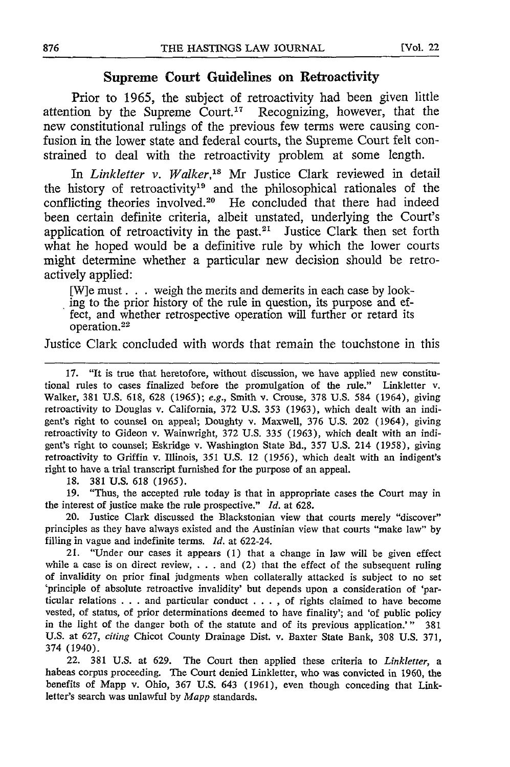## Supreme Court Guidelines on Retroactivity

Prior to 1965, the subject of retroactivity had been given little attention by the Supreme Court.[17] Recognizing, however, that the new constitutional rulings of the previous few terms were causing confusion in the lower state and federal courts, the Supreme Court felt constrained to deal with the retroactivity problem at some length.

In *Linkletter v. Walker*,[18] Mr Justice Clark reviewed in detail the history of retroactivity[19] and the philosophical rationales of the conflicting theories involved.[20] He concluded that there had indeed been certain definite criteria, albeit unstated, underlying the Court's application of retroactivity in the past.[21] Justice Clark then set forth what he hoped would be a definitive rule by which the lower courts might determine whether a particular new decision should be retroactively applied:

> [W]e must . . . weigh the merits and demerits in each case by looking to the prior history of the rule in question, its purpose and effect, and whether retrospective operation will further or retard its operation.[22]

Justice Clark concluded with words that remain the touchstone in this

---

17. "It is true that heretofore, without discussion, we have applied new constitutional rules to cases finalized before the promulgation of the rule." Linkletter v. Walker, 381 U.S. 618, 628 (1965); *e.g.*, Smith v. Crouse, 378 U.S. 584 (1964), giving retroactivity to Douglas v. California, 372 U.S. 353 (1963), which dealt with an indigent's right to counsel on appeal; Doughty v. Maxwell, 376 U.S. 202 (1964), giving retroactivity to Gideon v. Wainwright, 372 U.S. 335 (1963), which dealt with an indigent's right to counsel; Eskridge v. Washington State Bd., 357 U.S. 214 (1958), giving retroactivity to Griffin v. Illinois, 351 U.S. 12 (1956), which dealt with an indigent's right to have a trial transcript furnished for the purpose of an appeal.

18. 381 U.S. 618 (1965).

19. "Thus, the accepted rule today is that in appropriate cases the Court may in the interest of justice make the rule prospective." *Id.* at 628.

20. Justice Clark discussed the Blackstonian view that courts merely "discover" principles as they have always existed and the Austinian view that courts "make law" by filling in vague and indefinite terms. *Id.* at 622-24.

21. "Under our cases it appears (1) that a change in law will be given effect while a case is on direct review, . . . and (2) that the effect of the subsequent ruling of invalidity on prior final judgments when collaterally attacked is subject to no set 'principle of absolute retroactive invalidity' but depends upon a consideration of 'particular relations . . . and particular conduct . . . , of rights claimed to have become vested, of status, of prior determinations deemed to have finality'; and 'of public policy in the light of the danger both of the statute and of its previous application.'" 381 U.S. at 627, *citing* Chicot County Drainage Dist. v. Baxter State Bank, 308 U.S. 371, 374 (1940).

22. 381 U.S. at 629. The Court then applied these criteria to *Linkletter*, a habeas corpus proceeding. The Court denied Linkletter, who was convicted in 1960, the benefits of Mapp v. Ohio, 367 U.S. 643 (1961), even though conceding that Linkletter's search was unlawful by *Mapp* standards.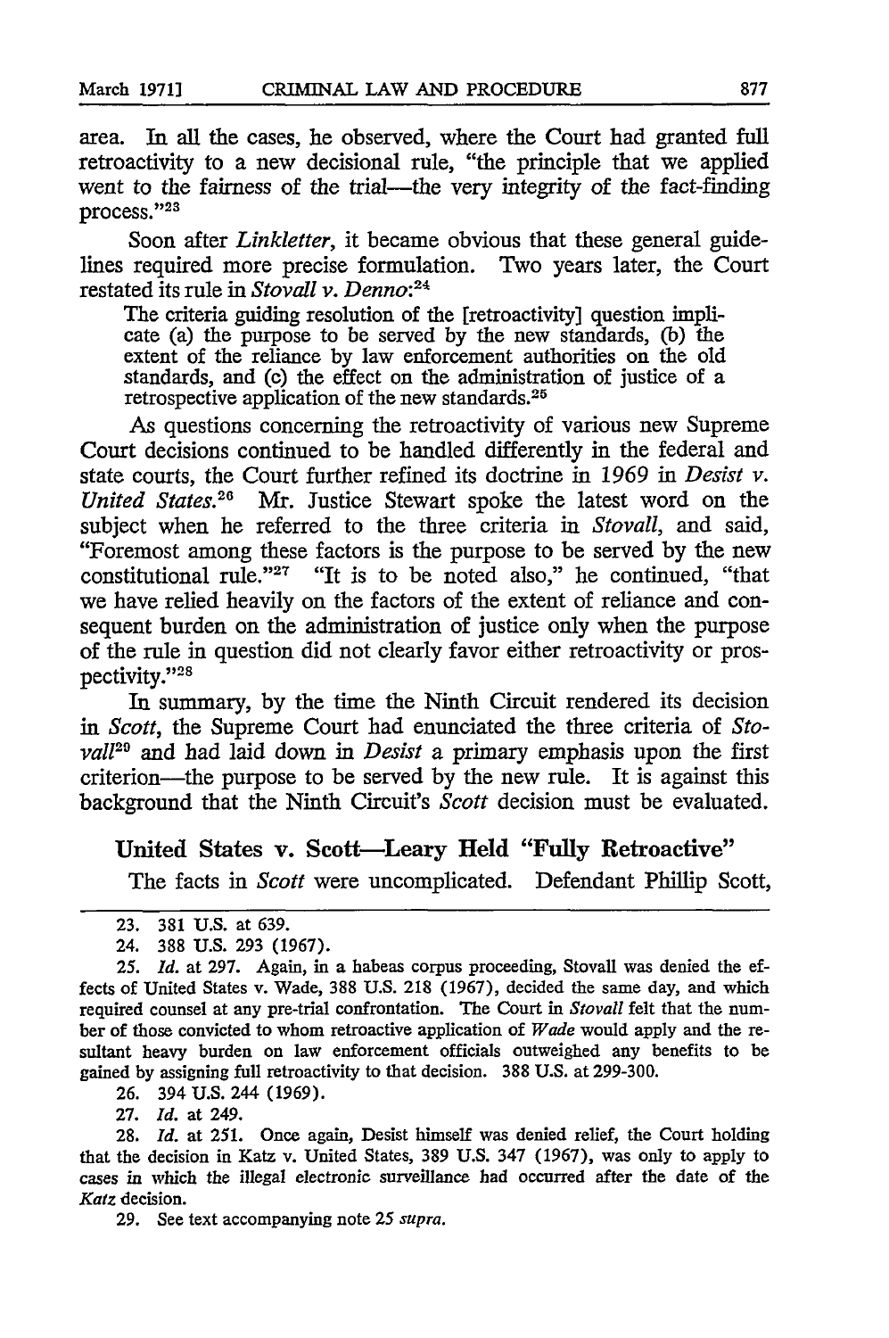area. In all the cases, he observed, where the Court had granted full retroactivity to a new decisional rule, "the principle that we applied went to the fairness of the trial—the very integrity of the fact-finding process."[23]

Soon after *Linkletter*, it became obvious that these general guidelines required more precise formulation. Two years later, the Court restated its rule in *Stovall v. Denno*:[24]

> The criteria guiding resolution of the [retroactivity] question implicate (a) the purpose to be served by the new standards, (b) the extent of the reliance by law enforcement authorities on the old standards, and (c) the effect on the administration of justice of a retrospective application of the new standards.[25]

As questions concerning the retroactivity of various new Supreme Court decisions continued to be handled differently in the federal and state courts, the Court further refined its doctrine in 1969 in *Desist v. United States*.[26] Mr. Justice Stewart spoke the latest word on the subject when he referred to the three criteria in *Stovall*, and said, "Foremost among these factors is the purpose to be served by the new constitutional rule."[27] "It is to be noted also," he continued, "that we have relied heavily on the factors of the extent of reliance and consequent burden on the administration of justice only when the purpose of the rule in question did not clearly favor either retroactivity or prospectivity."[28]

In summary, by the time the Ninth Circuit rendered its decision in *Scott*, the Supreme Court had enunciated the three criteria of *Stovall*[29] and had laid down in *Desist* a primary emphasis upon the first criterion—the purpose to be served by the new rule. It is against this background that the Ninth Circuit's *Scott* decision must be evaluated.

## United States v. Scott—Leary Held "Fully Retroactive"

The facts in *Scott* were uncomplicated. Defendant Phillip Scott,

---

23. 381 U.S. at 639.

24. 388 U.S. 293 (1967).

25. *Id.* at 297. Again, in a habeas corpus proceeding, Stovall was denied the effects of United States v. Wade, 388 U.S. 218 (1967), decided the same day, and which required counsel at any pre-trial confrontation. The Court in *Stovall* felt that the number of those convicted to whom retroactive application of *Wade* would apply and the resultant heavy burden on law enforcement officials outweighed any benefits to be gained by assigning full retroactivity to that decision. 388 U.S. at 299-300.

26. 394 U.S. 244 (1969).

27. *Id.* at 249.

28. *Id.* at 251. Once again, Desist himself was denied relief, the Court holding that the decision in Katz v. United States, 389 U.S. 347 (1967), was only to apply to cases in which the illegal electronic surveillance had occurred after the date of the *Katz* decision.

29. See text accompanying note 25 *supra*.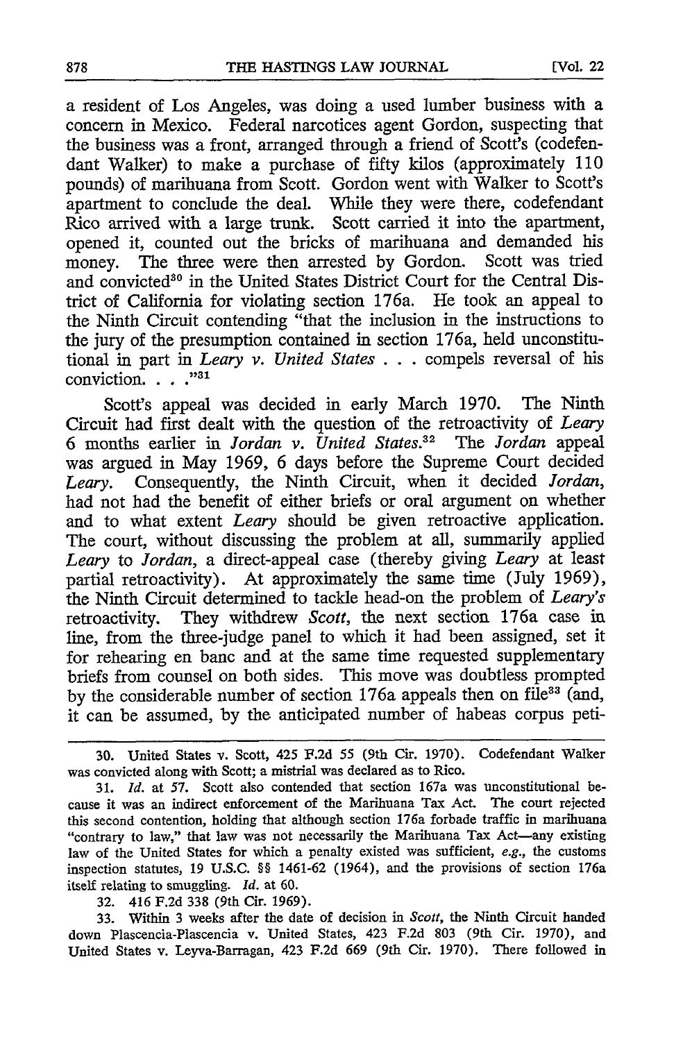a resident of Los Angeles, was doing a used lumber business with a concern in Mexico. Federal narcotices agent Gordon, suspecting that the business was a front, arranged through a friend of Scott's (codefendant Walker) to make a purchase of fifty kilos (approximately 110 pounds) of marihuana from Scott. Gordon went with Walker to Scott's apartment to conclude the deal. While they were there, codefendant Rico arrived with a large trunk. Scott carried it into the apartment, opened it, counted out the bricks of marihuana and demanded his money. The three were then arrested by Gordon. Scott was tried and convicted[30] in the United States District Court for the Central District of California for violating section 176a. He took an appeal to the Ninth Circuit contending "that the inclusion in the instructions to the jury of the presumption contained in section 176a, held unconstitutional in part in *Leary v. United States* . . . compels reversal of his conviction. . . ."[31]

Scott's appeal was decided in early March 1970. The Ninth Circuit had first dealt with the question of the retroactivity of *Leary* 6 months earlier in *Jordan v. United States*.[32] The *Jordan* appeal was argued in May 1969, 6 days before the Supreme Court decided *Leary*. Consequently, the Ninth Circuit, when it decided *Jordan*, had not had the benefit of either briefs or oral argument on whether and to what extent *Leary* should be given retroactive application. The court, without discussing the problem at all, summarily applied *Leary* to *Jordan*, a direct-appeal case (thereby giving *Leary* at least partial retroactivity). At approximately the same time (July 1969), the Ninth Circuit determined to tackle head-on the problem of *Leary's* retroactivity. They withdrew *Scott*, the next section 176a case in line, from the three-judge panel to which it had been assigned, set it for rehearing en banc and at the same time requested supplementary briefs from counsel on both sides. This move was doubtless prompted by the considerable number of section 176a appeals then on file[33] (and, it can be assumed, by the anticipated number of habeas corpus peti-

---

30. United States v. Scott, 425 F.2d 55 (9th Cir. 1970). Codefendant Walker was convicted along with Scott; a mistrial was declared as to Rico.

31. *Id.* at 57. Scott also contended that section 167a was unconstitutional because it was an indirect enforcement of the Marihuana Tax Act. The court rejected this second contention, holding that although section 176a forbade traffic in marihuana "contrary to law," that law was not necessarily the Marihuana Tax Act—any existing law of the United States for which a penalty existed was sufficient, *e.g.*, the customs inspection statutes, 19 U.S.C. §§ 1461-62 (1964), and the provisions of section 176a itself relating to smuggling. *Id.* at 60.

32. 416 F.2d 338 (9th Cir. 1969).

33. Within 3 weeks after the date of decision in *Scott*, the Ninth Circuit handed down Plascencia-Plascencia v. United States, 423 F.2d 803 (9th Cir. 1970), and United States v. Leyva-Barragan, 423 F.2d 669 (9th Cir. 1970). There followed in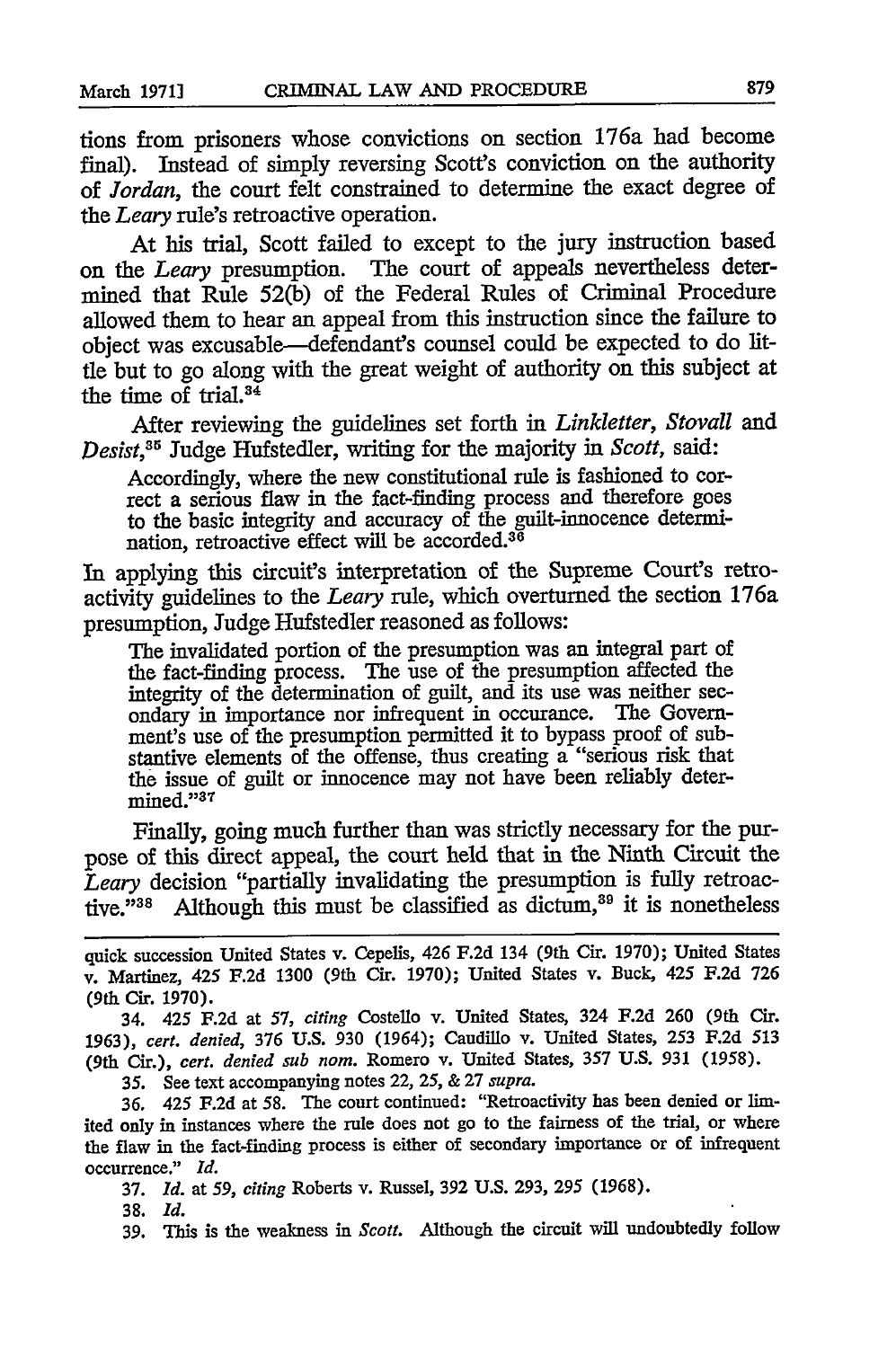tions from prisoners whose convictions on section 176a had become final). Instead of simply reversing Scott's conviction on the authority of *Jordan*, the court felt constrained to determine the exact degree of the *Leary* rule's retroactive operation.

At his trial, Scott failed to except to the jury instruction based on the *Leary* presumption. The court of appeals nevertheless determined that Rule 52(b) of the Federal Rules of Criminal Procedure allowed them to hear an appeal from this instruction since the failure to object was excusable—defendant's counsel could be expected to do little but to go along with the great weight of authority on this subject at the time of trial.[34]

After reviewing the guidelines set forth in *Linkletter*, *Stovall* and *Desist*,[35] Judge Hufstedler, writing for the majority in *Scott*, said:

> Accordingly, where the new constitutional rule is fashioned to correct a serious flaw in the fact-finding process and therefore goes to the basic integrity and accuracy of the guilt-innocence determination, retroactive effect will be accorded.[36]

In applying this circuit's interpretation of the Supreme Court's retroactivity guidelines to the *Leary* rule, which overturned the section 176a presumption, Judge Hufstedler reasoned as follows:

> The invalidated portion of the presumption was an integral part of the fact-finding process. The use of the presumption affected the integrity of the determination of guilt, and its use was neither secondary in importance nor infrequent in occurance. The Government's use of the presumption permitted it to bypass proof of substantive elements of the offense, thus creating a "serious risk that the issue of guilt or innocence may not have been reliably determined."[37]

Finally, going much further than was strictly necessary for the purpose of this direct appeal, the court held that in the Ninth Circuit the *Leary* decision "partially invalidating the presumption is fully retroactive."[38] Although this must be classified as dictum,[39] it is nonetheless

---

quick succession United States v. Cepelis, 426 F.2d 134 (9th Cir. 1970); United States v. Martinez, 425 F.2d 1300 (9th Cir. 1970); United States v. Buck, 425 F.2d 726 (9th Cir. 1970).

34. 425 F.2d at 57, *citing* Costello v. United States, 324 F.2d 260 (9th Cir. 1963), *cert. denied*, 376 U.S. 930 (1964); Caudillo v. United States, 253 F.2d 513 (9th Cir.), *cert. denied sub nom.* Romero v. United States, 357 U.S. 931 (1958).

35. See text accompanying notes 22, 25, & 27 *supra*.

36. 425 F.2d at 58. The court continued: "Retroactivity has been denied or limited only in instances where the rule does not go to the fairness of the trial, or where the flaw in the fact-finding process is either of secondary importance or of infrequent occurrence." *Id.*

37. *Id.* at 59, *citing* Roberts v. Russel, 392 U.S. 293, 295 (1968).

38. *Id.*

39. This is the weakness in *Scott*. Although the circuit will undoubtedly follow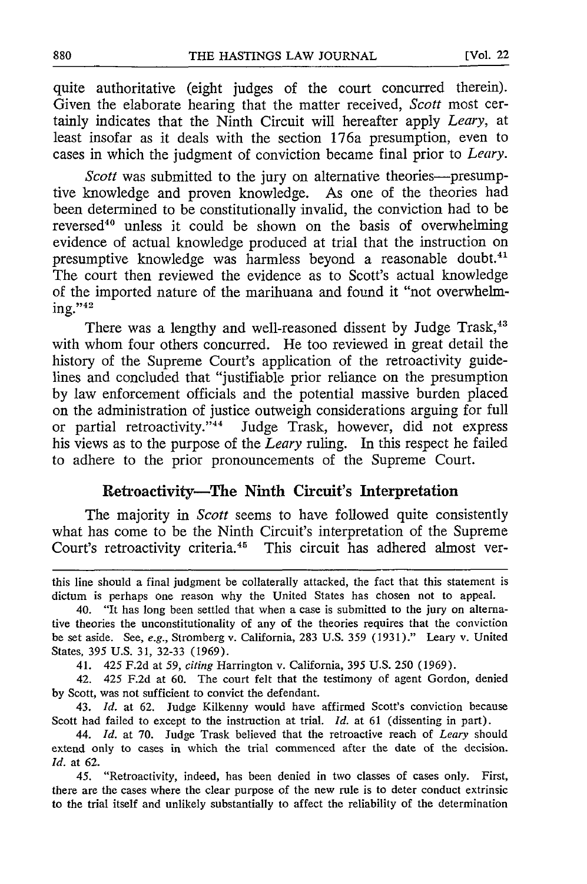quite authoritative (eight judges of the court concurred therein). Given the elaborate hearing that the matter received, *Scott* most certainly indicates that the Ninth Circuit will hereafter apply *Leary*, at least insofar as it deals with the section 176a presumption, even to cases in which the judgment of conviction became final prior to *Leary*.

*Scott* was submitted to the jury on alternative theories—presumptive knowledge and proven knowledge. As one of the theories had been determined to be constitutionally invalid, the conviction had to be reversed[40] unless it could be shown on the basis of overwhelming evidence of actual knowledge produced at trial that the instruction on presumptive knowledge was harmless beyond a reasonable doubt.[41] The court then reviewed the evidence as to Scott's actual knowledge of the imported nature of the marihuana and found it "not overwhelming."[42]

There was a lengthy and well-reasoned dissent by Judge Trask,[43] with whom four others concurred. He too reviewed in great detail the history of the Supreme Court's application of the retroactivity guidelines and concluded that "justifiable prior reliance on the presumption by law enforcement officials and the potential massive burden placed on the administration of justice outweigh considerations arguing for full or partial retroactivity."[44] Judge Trask, however, did not express his views as to the purpose of the *Leary* ruling. In this respect he failed to adhere to the prior pronouncements of the Supreme Court.

## Retroactivity—The Ninth Circuit's Interpretation

The majority in *Scott* seems to have followed quite consistently what has come to be the Ninth Circuit's interpretation of the Supreme Court's retroactivity criteria.[45] This circuit has adhered almost ver-

---

this line should a final judgment be collaterally attacked, the fact that this statement is dictum is perhaps one reason why the United States has chosen not to appeal.

40. "It has long been settled that when a case is submitted to the jury on alternative theories the unconstitutionality of any of the theories requires that the conviction be set aside. See, *e.g.*, Stromberg v. California, 283 U.S. 359 (1931)." Leary v. United States, 395 U.S. 31, 32-33 (1969).

41. 425 F.2d at 59, *citing* Harrington v. California, 395 U.S. 250 (1969).

42. 425 F.2d at 60. The court felt that the testimony of agent Gordon, denied by Scott, was not sufficient to convict the defendant.

43. *Id.* at 62. Judge Kilkenny would have affirmed Scott's conviction because Scott had failed to except to the instruction at trial. *Id.* at 61 (dissenting in part).

44. *Id.* at 70. Judge Trask believed that the retroactive reach of *Leary* should extend only to cases in which the trial commenced after the date of the decision. *Id.* at 62.

45. "Retroactivity, indeed, has been denied in two classes of cases only. First, there are the cases where the clear purpose of the new rule is to deter conduct extrinsic to the trial itself and unlikely substantially to affect the reliability of the determination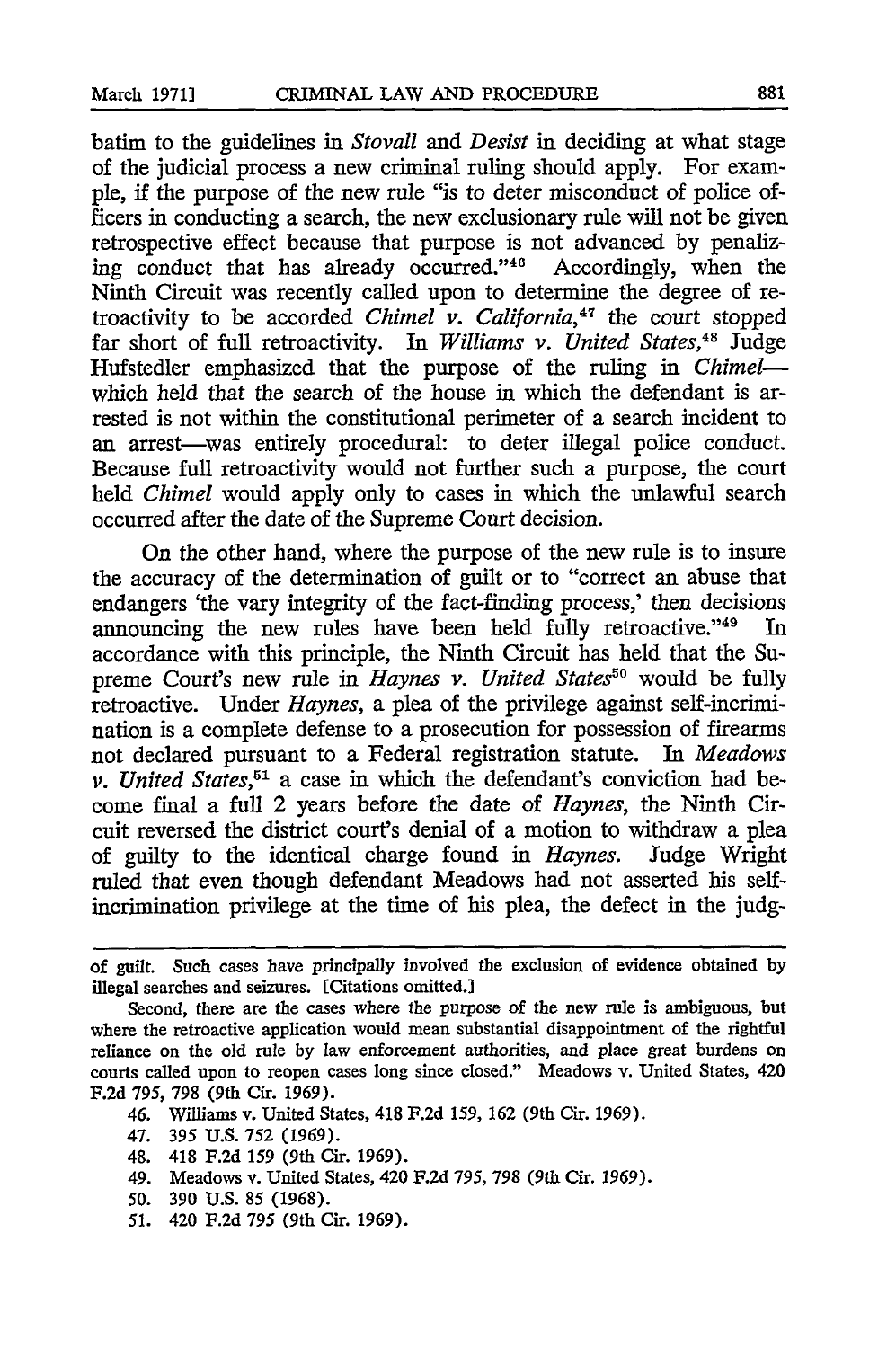batim to the guidelines in *Stovall* and *Desist* in deciding at what stage of the judicial process a new criminal ruling should apply. For example, if the purpose of the new rule "is to deter misconduct of police officers in conducting a search, the new exclusionary rule will not be given retrospective effect because that purpose is not advanced by penalizing conduct that has already occurred."[46] Accordingly, when the Ninth Circuit was recently called upon to determine the degree of retroactivity to be accorded *Chimel v. California*,[47] the court stopped far short of full retroactivity. In *Williams v. United States*,[48] Judge Hufstedler emphasized that the purpose of the ruling in *Chimel*—which held that the search of the house in which the defendant is arrested is not within the constitutional perimeter of a search incident to an arrest—was entirely procedural: to deter illegal police conduct. Because full retroactivity would not further such a purpose, the court held *Chimel* would apply only to cases in which the unlawful search occurred after the date of the Supreme Court decision.

On the other hand, where the purpose of the new rule is to insure the accuracy of the determination of guilt or to "correct an abuse that endangers 'the vary integrity of the fact-finding process,' then decisions announcing the new rules have been held fully retroactive."[49] In accordance with this principle, the Ninth Circuit has held that the Supreme Court's new rule in *Haynes v. United States*[50] would be fully retroactive. Under *Haynes*, a plea of the privilege against self-incrimination is a complete defense to a prosecution for possession of firearms not declared pursuant to a Federal registration statute. In *Meadows v. United States*,[51] a case in which the defendant's conviction had become final a full 2 years before the date of *Haynes*, the Ninth Circuit reversed the district court's denial of a motion to withdraw a plea of guilty to the identical charge found in *Haynes*. Judge Wright ruled that even though defendant Meadows had not asserted his self-incrimination privilege at the time of his plea, the defect in the judg-

---

of guilt. Such cases have principally involved the exclusion of evidence obtained by illegal searches and seizures. [Citations omitted.]

Second, there are the cases where the purpose of the new rule is ambiguous, but where the retroactive application would mean substantial disappointment of the rightful reliance on the old rule by law enforcement authorities, and place great burdens on courts called upon to reopen cases long since closed." Meadows v. United States, 420 F.2d 795, 798 (9th Cir. 1969).

46. Williams v. United States, 418 F.2d 159, 162 (9th Cir. 1969).
47. 395 U.S. 752 (1969).
48. 418 F.2d 159 (9th Cir. 1969).
49. Meadows v. United States, 420 F.2d 795, 798 (9th Cir. 1969).
50. 390 U.S. 85 (1968).
51. 420 F.2d 795 (9th Cir. 1969).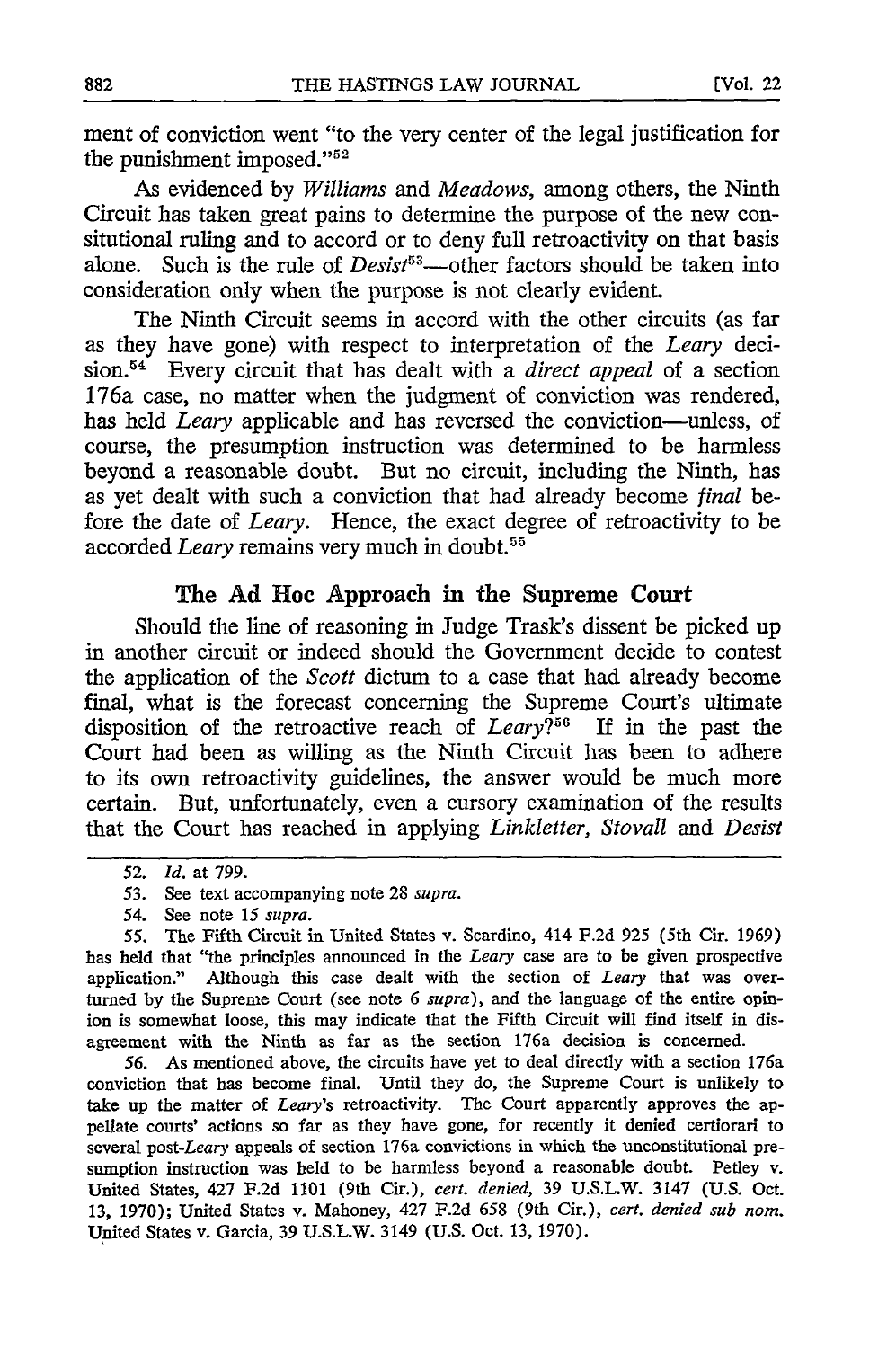ment of conviction went "to the very center of the legal justification for the punishment imposed."[52]

As evidenced by *Williams* and *Meadows*, among others, the Ninth Circuit has taken great pains to determine the purpose of the new consitutional ruling and to accord or to deny full retroactivity on that basis alone. Such is the rule of *Desist*[53]—other factors should be taken into consideration only when the purpose is not clearly evident.

The Ninth Circuit seems in accord with the other circuits (as far as they have gone) with respect to interpretation of the *Leary* decision.[54] Every circuit that has dealt with a *direct appeal* of a section 176a case, no matter when the judgment of conviction was rendered, has held *Leary* applicable and has reversed the conviction—unless, of course, the presumption instruction was determined to be harmless beyond a reasonable doubt. But no circuit, including the Ninth, has as yet dealt with such a conviction that had already become *final* before the date of *Leary*. Hence, the exact degree of retroactivity to be accorded *Leary* remains very much in doubt.[55]

## The Ad Hoc Approach in the Supreme Court

Should the line of reasoning in Judge Trask's dissent be picked up in another circuit or indeed should the Government decide to contest the application of the *Scott* dictum to a case that had already become final, what is the forecast concerning the Supreme Court's ultimate disposition of the retroactive reach of *Leary*?[56] If in the past the Court had been as willing as the Ninth Circuit has been to adhere to its own retroactivity guidelines, the answer would be much more certain. But, unfortunately, even a cursory examination of the results that the Court has reached in applying *Linkletter, Stovall* and *Desist*

---

52. *Id.* at 799.

53. See text accompanying note 28 *supra*.

54. See note 15 *supra*.

55. The Fifth Circuit in United States v. Scardino, 414 F.2d 925 (5th Cir. 1969) has held that "the principles announced in the *Leary* case are to be given prospective application." Although this case dealt with the section of *Leary* that was overturned by the Supreme Court (see note 6 *supra*), and the language of the entire opinion is somewhat loose, this may indicate that the Fifth Circuit will find itself in disagreement with the Ninth as far as the section 176a decision is concerned.

56. As mentioned above, the circuits have yet to deal directly with a section 176a conviction that has become final. Until they do, the Supreme Court is unlikely to take up the matter of *Leary*'s retroactivity. The Court apparently approves the appellate courts' actions so far as they have gone, for recently it denied certiorari to several post-*Leary* appeals of section 176a convictions in which the unconstitutional presumption instruction was held to be harmless beyond a reasonable doubt. Petley v. United States, 427 F.2d 1101 (9th Cir.), *cert. denied*, 39 U.S.L.W. 3147 (U.S. Oct. 13, 1970); United States v. Mahoney, 427 F.2d 658 (9th Cir.), *cert. denied sub nom.* United States v. Garcia, 39 U.S.L.W. 3149 (U.S. Oct. 13, 1970).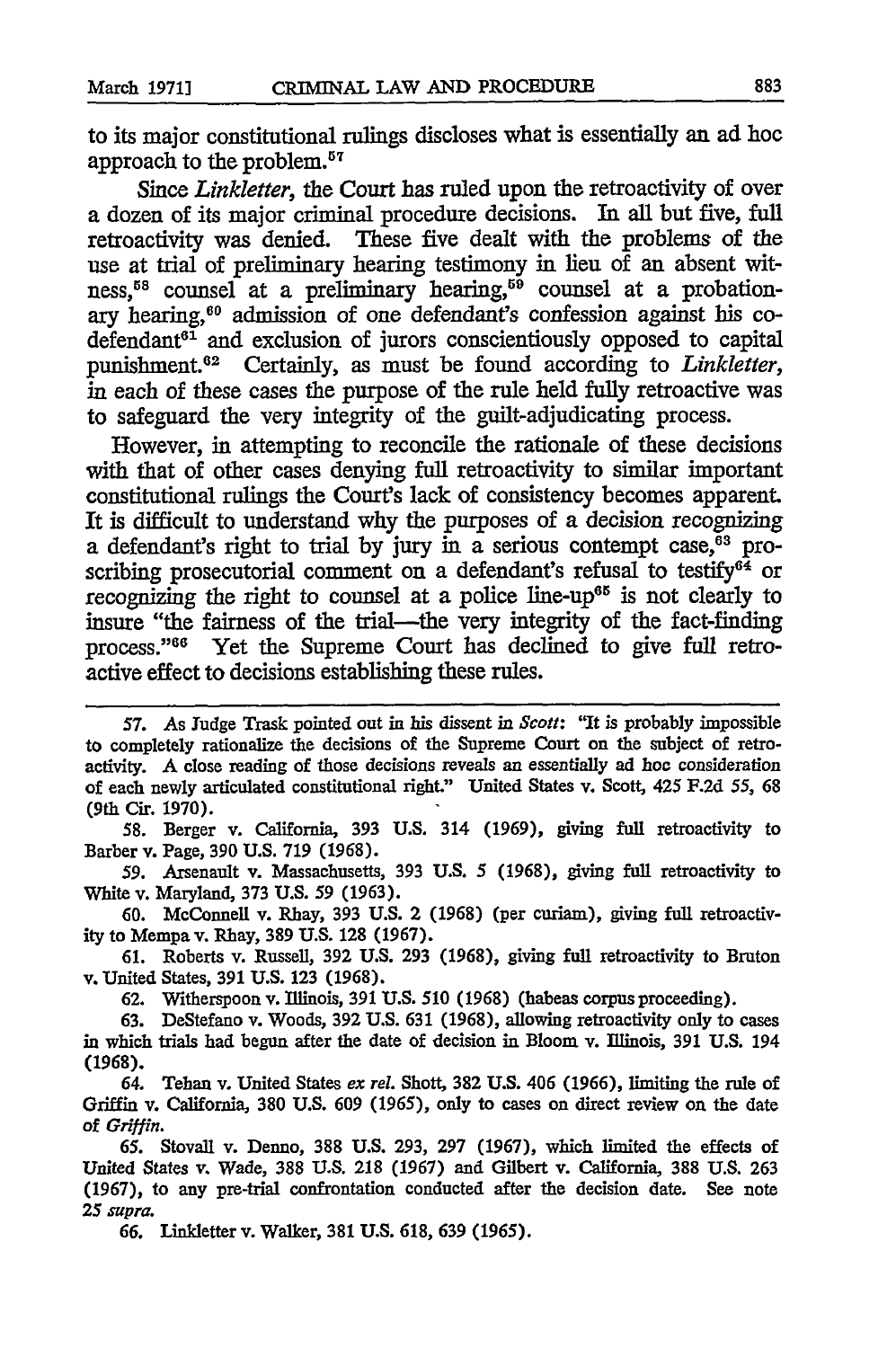to its major constitutional rulings discloses what is essentially an ad hoc approach to the problem.[57]

Since *Linkletter*, the Court has ruled upon the retroactivity of over a dozen of its major criminal procedure decisions. In all but five, full retroactivity was denied. These five dealt with the problems of the use at trial of preliminary hearing testimony in lieu of an absent witness,[58] counsel at a preliminary hearing,[59] counsel at a probationary hearing,[60] admission of one defendant's confession against his codefendant[61] and exclusion of jurors conscientiously opposed to capital punishment.[62] Certainly, as must be found according to *Linkletter*, in each of these cases the purpose of the rule held fully retroactive was to safeguard the very integrity of the guilt-adjudicating process.

However, in attempting to reconcile the rationale of these decisions with that of other cases denying full retroactivity to similar important constitutional rulings the Court's lack of consistency becomes apparent. It is difficult to understand why the purposes of a decision recognizing a defendant's right to trial by jury in a serious contempt case,[63] proscribing prosecutorial comment on a defendant's refusal to testify[64] or recognizing the right to counsel at a police line-up[65] is not clearly to insure "the fairness of the trial—the very integrity of the fact-finding process."[66] Yet the Supreme Court has declined to give full retroactive effect to decisions establishing these rules.

---

57. As Judge Trask pointed out in his dissent in *Scott*: "It is probably impossible to completely rationalize the decisions of the Supreme Court on the subject of retroactivity. A close reading of those decisions reveals an essentially ad hoc consideration of each newly articulated constitutional right." United States v. Scott, 425 F.2d 55, 68 (9th Cir. 1970).

58. Berger v. California, 393 U.S. 314 (1969), giving full retroactivity to Barber v. Page, 390 U.S. 719 (1968).

59. Arsenault v. Massachusetts, 393 U.S. 5 (1968), giving full retroactivity to White v. Maryland, 373 U.S. 59 (1963).

60. McConnell v. Rhay, 393 U.S. 2 (1968) (per curiam), giving full retroactivity to Mempa v. Rhay, 389 U.S. 128 (1967).

61. Roberts v. Russell, 392 U.S. 293 (1968), giving full retroactivity to Bruton v. United States, 391 U.S. 123 (1968).

62. Witherspoon v. Illinois, 391 U.S. 510 (1968) (habeas corpus proceeding).

63. DeStefano v. Woods, 392 U.S. 631 (1968), allowing retroactivity only to cases in which trials had begun after the date of decision in Bloom v. Illinois, 391 U.S. 194 (1968).

64. Tehan v. United States *ex rel.* Shott, 382 U.S. 406 (1966), limiting the rule of Griffin v. California, 380 U.S. 609 (1965), only to cases on direct review on the date of *Griffin*.

65. Stovall v. Denno, 388 U.S. 293, 297 (1967), which limited the effects of United States v. Wade, 388 U.S. 218 (1967) and Gilbert v. California, 388 U.S. 263 (1967), to any pre-trial confrontation conducted after the decision date. See note 25 *supra*.

66. Linkletter v. Walker, 381 U.S. 618, 639 (1965).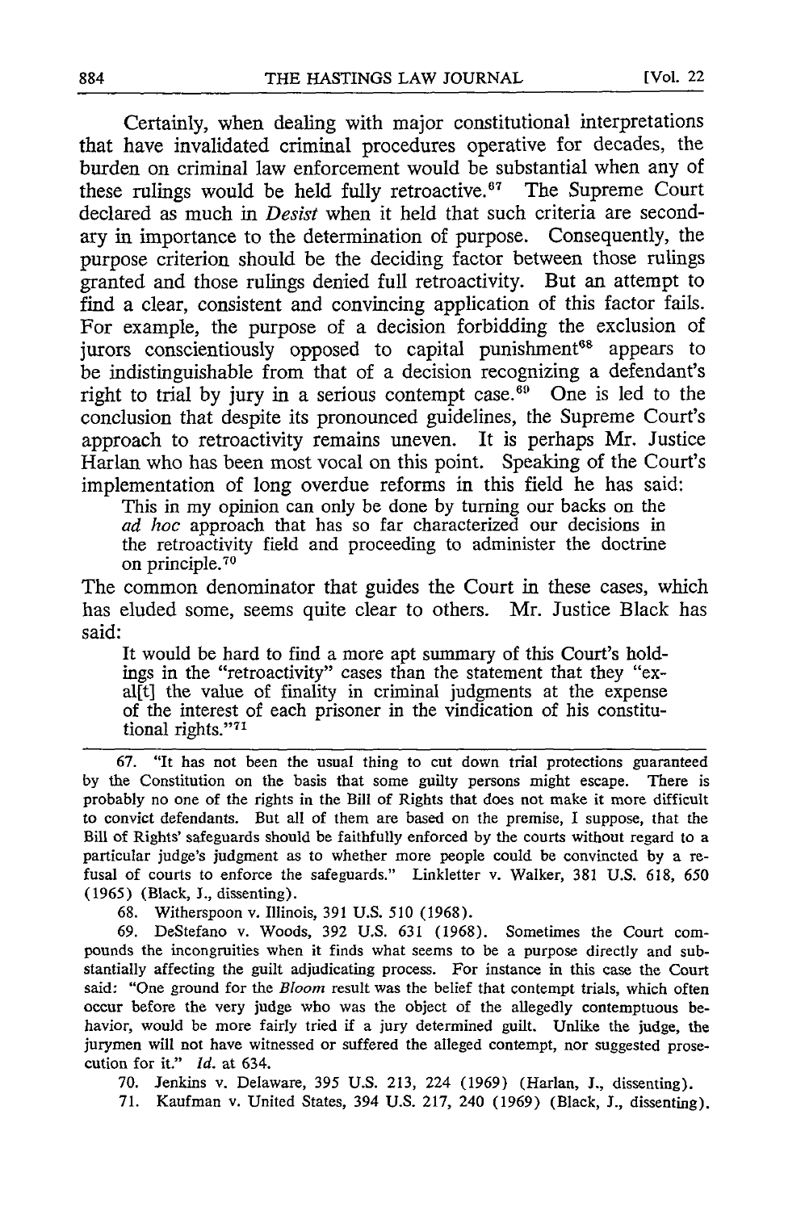Certainly, when dealing with major constitutional interpretations that have invalidated criminal procedures operative for decades, the burden on criminal law enforcement would be substantial when any of these rulings would be held fully retroactive.[67] The Supreme Court declared as much in *Desist* when it held that such criteria are secondary in importance to the determination of purpose. Consequently, the purpose criterion should be the deciding factor between those rulings granted and those rulings denied full retroactivity. But an attempt to find a clear, consistent and convincing application of this factor fails. For example, the purpose of a decision forbidding the exclusion of jurors conscientiously opposed to capital punishment[68] appears to be indistinguishable from that of a decision recognizing a defendant's right to trial by jury in a serious contempt case.[69] One is led to the conclusion that despite its pronounced guidelines, the Supreme Court's approach to retroactivity remains uneven. It is perhaps Mr. Justice Harlan who has been most vocal on this point. Speaking of the Court's implementation of long overdue reforms in this field he has said:

> This in my opinion can only be done by turning our backs on the *ad hoc* approach that has so far characterized our decisions in the retroactivity field and proceeding to administer the doctrine on principle.[70]

The common denominator that guides the Court in these cases, which has eluded some, seems quite clear to others. Mr. Justice Black has said:

> It would be hard to find a more apt summary of this Court's holdings in the "retroactivity" cases than the statement that they "exal[t] the value of finality in criminal judgments at the expense of the interest of each prisoner in the vindication of his constitutional rights."[71]

---

67. "It has not been the usual thing to cut down trial protections guaranteed by the Constitution on the basis that some guilty persons might escape. There is probably no one of the rights in the Bill of Rights that does not make it more difficult to convict defendants. But all of them are based on the premise, I suppose, that the Bill of Rights' safeguards should be faithfully enforced by the courts without regard to a particular judge's judgment as to whether more people could be convincted by a refusal of courts to enforce the safeguards." Linkletter v. Walker, 381 U.S. 618, 650 (1965) (Black, J., dissenting).

68. Witherspoon v. Illinois, 391 U.S. 510 (1968).

69. DeStefano v. Woods, 392 U.S. 631 (1968). Sometimes the Court compounds the incongruities when it finds what seems to be a purpose directly and substantially affecting the guilt adjudicating process. For instance in this case the Court said: "One ground for the *Bloom* result was the belief that contempt trials, which often occur before the very judge who was the object of the allegedly contemptuous behavior, would be more fairly tried if a jury determined guilt. Unlike the judge, the jurymen will not have witnessed or suffered the alleged contempt, nor suggested prosecution for it." *Id.* at 634.

70. Jenkins v. Delaware, 395 U.S. 213, 224 (1969) (Harlan, J., dissenting).

71. Kaufman v. United States, 394 U.S. 217, 240 (1969) (Black, J., dissenting).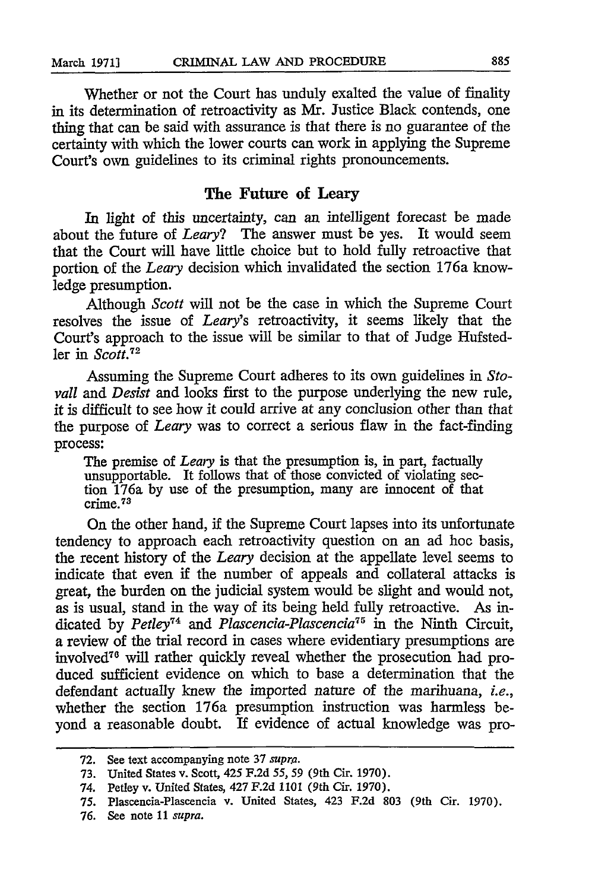Whether or not the Court has unduly exalted the value of finality in its determination of retroactivity as Mr. Justice Black contends, one thing that can be said with assurance is that there is no guarantee of the certainty with which the lower courts can work in applying the Supreme Court's own guidelines to its criminal rights pronouncements.

## The Future of Leary

In light of this uncertainty, can an intelligent forecast be made about the future of *Leary*? The answer must be yes. It would seem that the Court will have little choice but to hold fully retroactive that portion of the *Leary* decision which invalidated the section 176a knowledge presumption.

Although *Scott* will not be the case in which the Supreme Court resolves the issue of *Leary*'s retroactivity, it seems likely that the Court's approach to the issue will be similar to that of Judge Hufstedler in *Scott*.[72]

Assuming the Supreme Court adheres to its own guidelines in *Stovall* and *Desist* and looks first to the purpose underlying the new rule, it is difficult to see how it could arrive at any conclusion other than that the purpose of *Leary* was to correct a serious flaw in the fact-finding process:

> The premise of *Leary* is that the presumption is, in part, factually unsupportable. It follows that of those convicted of violating section 176a by use of the presumption, many are innocent of that crime.[73]

On the other hand, if the Supreme Court lapses into its unfortunate tendency to approach each retroactivity question on an ad hoc basis, the recent history of the *Leary* decision at the appellate level seems to indicate that even if the number of appeals and collateral attacks is great, the burden on the judicial system would be slight and would not, as is usual, stand in the way of its being held fully retroactive. As indicated by *Petley*[74] and *Plascencia-Plascencia*[75] in the Ninth Circuit, a review of the trial record in cases where evidentiary presumptions are involved[76] will rather quickly reveal whether the prosecution had produced sufficient evidence on which to base a determination that the defendant actually knew the imported nature of the marihuana, *i.e.*, whether the section 176a presumption instruction was harmless beyond a reasonable doubt. If evidence of actual knowledge was pro-

---

72. See text accompanying note 37 *supra*.

73. United States v. Scott, 425 F.2d 55, 59 (9th Cir. 1970).

74. Petley v. United States, 427 F.2d 1101 (9th Cir. 1970).

75. Plascencia-Plascencia v. United States, 423 F.2d 803 (9th Cir. 1970).

76. See note 11 *supra*.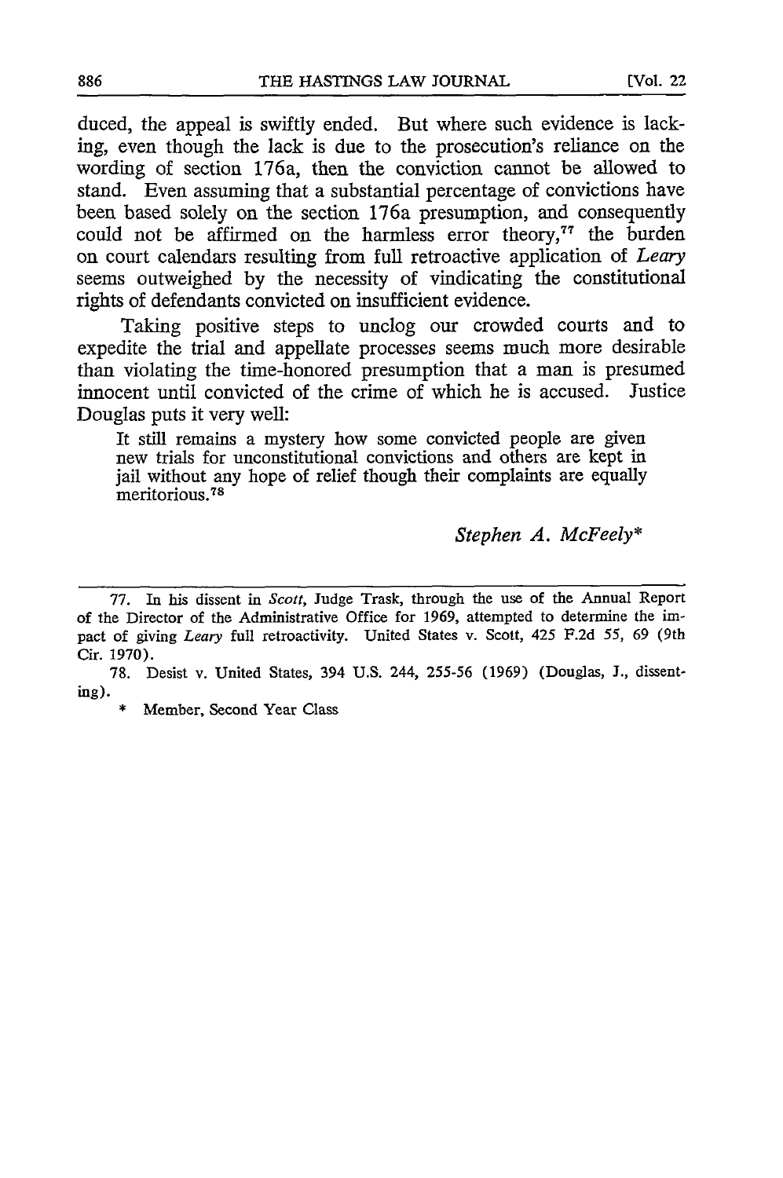duced, the appeal is swiftly ended. But where such evidence is lacking, even though the lack is due to the prosecution's reliance on the wording of section 176a, then the conviction cannot be allowed to stand. Even assuming that a substantial percentage of convictions have been based solely on the section 176a presumption, and consequently could not be affirmed on the harmless error theory,[77] the burden on court calendars resulting from full retroactive application of *Leary* seems outweighed by the necessity of vindicating the constitutional rights of defendants convicted on insufficient evidence.

Taking positive steps to unclog our crowded courts and to expedite the trial and appellate processes seems much more desirable than violating the time-honored presumption that a man is presumed innocent until convicted of the crime of which he is accused. Justice Douglas puts it very well:

> It still remains a mystery how some convicted people are given new trials for unconstitutional convictions and others are kept in jail without any hope of relief though their complaints are equally meritorious.[78]

*Stephen A. McFeely**

---

77. In his dissent in *Scott*, Judge Trask, through the use of the Annual Report of the Director of the Administrative Office for 1969, attempted to determine the impact of giving *Leary* full retroactivity. United States v. Scott, 425 F.2d 55, 69 (9th Cir. 1970).

78. Desist v. United States, 394 U.S. 244, 255-56 (1969) (Douglas, J., dissenting).

\* Member, Second Year Class